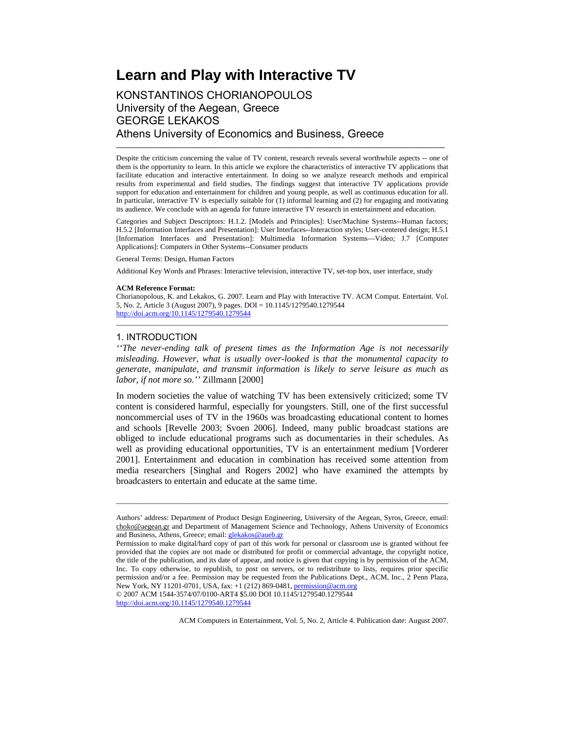# Learn and Play with Interactive TV

KONSTANTINOS CHORIANOPOULOS
University of the Aegean, Greece
GEORGE LEKAKOS
Athens University of Economics and Business, Greece

---

Despite the criticism concerning the value of TV content, research reveals several worthwhile aspects -- one of them is the opportunity to learn. In this article we explore the characteristics of interactive TV applications that facilitate education and interactive entertainment. In doing so we analyze research methods and empirical results from experimental and field studies. The findings suggest that interactive TV applications provide support for education and entertainment for children and young people, as well as continuous education for all. In particular, interactive TV is especially suitable for (1) informal learning and (2) for engaging and motivating its audience. We conclude with an agenda for future interactive TV research in entertainment and education.

Categories and Subject Descriptors: H.1.2. [Models and Principles]: User/Machine Systems--Human factors; H.5.2 [Information Interfaces and Presentation]: User Interfaces--Interaction styles; User-centered design; H.5.1 [Information Interfaces and Presentation]: Multimedia Information Systems—Video; J.7 [Computer Applications]: Computers in Other Systems--Consumer products

General Terms: Design, Human Factors

Additional Key Words and Phrases: Interactive television, interactive TV, set-top box, user interface, study

**ACM Reference Format:**
Chorianopolous, K. and Lekakos, G. 2007. Learn and Play with Interactive TV. ACM Comput. Entertaint. Vol. 5, No. 2, Article 3 (August 2007), 9 pages. DOI = 10.1145/1279540.1279544 http://doi.acm.org/10.1145/1279540.1279544

---

## 1. INTRODUCTION

*''The never-ending talk of present times as the Information Age is not necessarily misleading. However, what is usually over-looked is that the monumental capacity to generate, manipulate, and transmit information is likely to serve leisure as much as labor, if not more so.''* Zillmann [2000]

In modern societies the value of watching TV has been extensively criticized; some TV content is considered harmful, especially for youngsters. Still, one of the first successful noncommercial uses of TV in the 1960s was broadcasting educational content to homes and schools [Revelle 2003; Svoen 2006]. Indeed, many public broadcast stations are obliged to include educational programs such as documentaries in their schedules. As well as providing educational opportunities, TV is an entertainment medium [Vorderer 2001]. Entertainment and education in combination has received some attention from media researchers [Singhal and Rogers 2002] who have examined the attempts by broadcasters to entertain and educate at the same time.

---

Authors' address: Department of Product Design Engineering, University of the Aegean, Syros, Greece, email: choko@aegean.gr and Department of Management Science and Technology, Athens University of Economics and Business, Athens, Greece; email: glekakos@aueb.gr
Permission to make digital/hard copy of part of this work for personal or classroom use is granted without fee provided that the copies are not made or distributed for profit or commercial advantage, the copyright notice, the title of the publication, and its date of appear, and notice is given that copying is by permission of the ACM, Inc. To copy otherwise, to republish, to post on servers, or to redistribute to lists, requires prior specific permission and/or a fee. Permission may be requested from the Publications Dept., ACM, Inc., 2 Penn Plaza, New York, NY 11201-0701, USA, fax: +1 (212) 869-0481, permission@acm.org
© 2007 ACM 1544-3574/07/0100-ART4 $5.00 DOI 10.1145/1279540.1279544 http://doi.acm.org/10.1145/1279540.1279544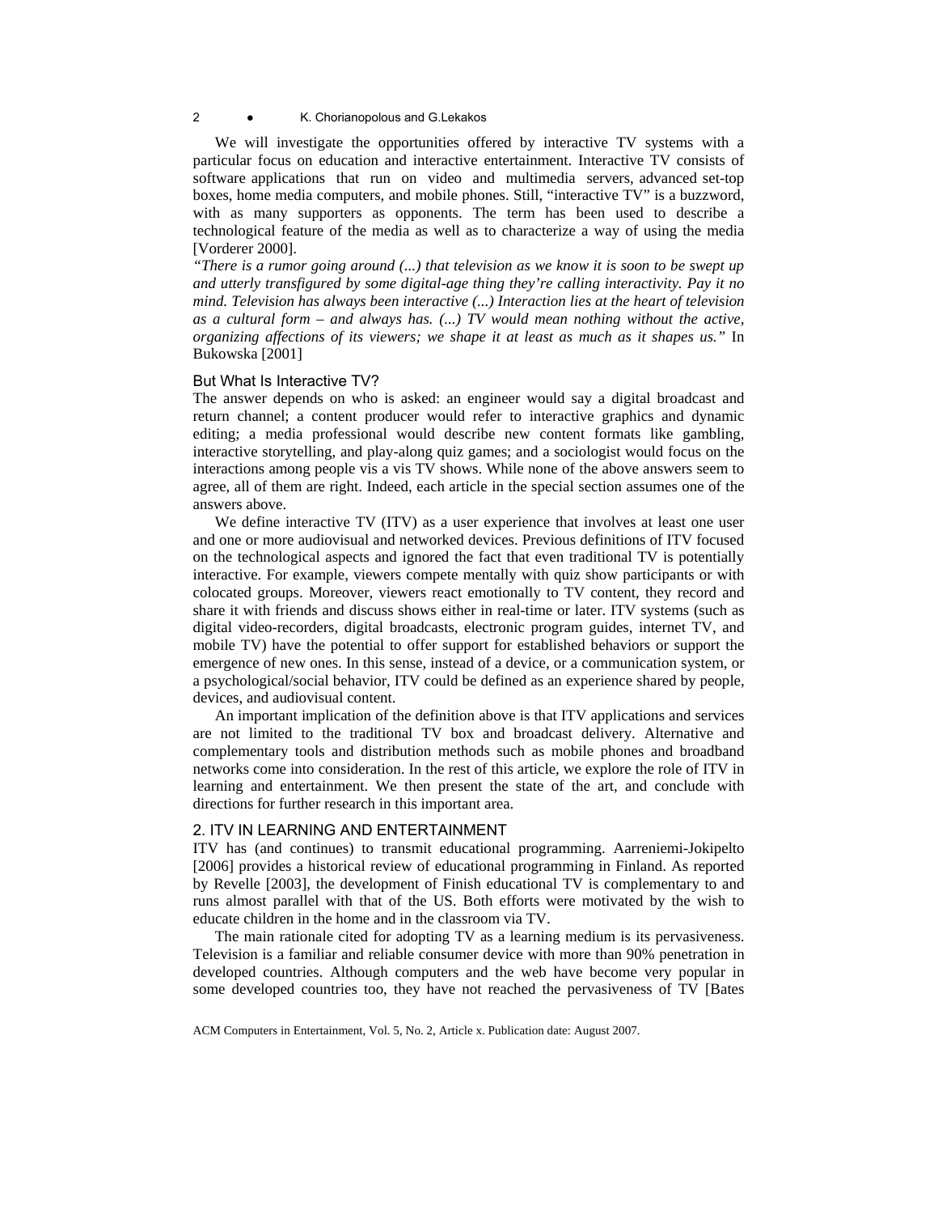We will investigate the opportunities offered by interactive TV systems with a particular focus on education and interactive entertainment. Interactive TV consists of software applications that run on video and multimedia servers, advanced set-top boxes, home media computers, and mobile phones. Still, "interactive TV" is a buzzword, with as many supporters as opponents. The term has been used to describe a technological feature of the media as well as to characterize a way of using the media [Vorderer 2000].

*"There is a rumor going around (...) that television as we know it is soon to be swept up and utterly transfigured by some digital-age thing they're calling interactivity. Pay it no mind. Television has always been interactive (...) Interaction lies at the heart of television as a cultural form – and always has. (...) TV would mean nothing without the active, organizing affections of its viewers; we shape it at least as much as it shapes us."* In Bukowska [2001]

### But What Is Interactive TV?

The answer depends on who is asked: an engineer would say a digital broadcast and return channel; a content producer would refer to interactive graphics and dynamic editing; a media professional would describe new content formats like gambling, interactive storytelling, and play-along quiz games; and a sociologist would focus on the interactions among people vis a vis TV shows. While none of the above answers seem to agree, all of them are right. Indeed, each article in the special section assumes one of the answers above.

We define interactive TV (ITV) as a user experience that involves at least one user and one or more audiovisual and networked devices. Previous definitions of ITV focused on the technological aspects and ignored the fact that even traditional TV is potentially interactive. For example, viewers compete mentally with quiz show participants or with colocated groups. Moreover, viewers react emotionally to TV content, they record and share it with friends and discuss shows either in real-time or later. ITV systems (such as digital video-recorders, digital broadcasts, electronic program guides, internet TV, and mobile TV) have the potential to offer support for established behaviors or support the emergence of new ones. In this sense, instead of a device, or a communication system, or a psychological/social behavior, ITV could be defined as an experience shared by people, devices, and audiovisual content.

An important implication of the definition above is that ITV applications and services are not limited to the traditional TV box and broadcast delivery. Alternative and complementary tools and distribution methods such as mobile phones and broadband networks come into consideration. In the rest of this article, we explore the role of ITV in learning and entertainment. We then present the state of the art, and conclude with directions for further research in this important area.

## 2. ITV IN LEARNING AND ENTERTAINMENT

ITV has (and continues) to transmit educational programming. Aarreniemi-Jokipelto [2006] provides a historical review of educational programming in Finland. As reported by Revelle [2003], the development of Finish educational TV is complementary to and runs almost parallel with that of the US. Both efforts were motivated by the wish to educate children in the home and in the classroom via TV.

The main rationale cited for adopting TV as a learning medium is its pervasiveness. Television is a familiar and reliable consumer device with more than 90% penetration in developed countries. Although computers and the web have become very popular in some developed countries too, they have not reached the pervasiveness of TV [Bates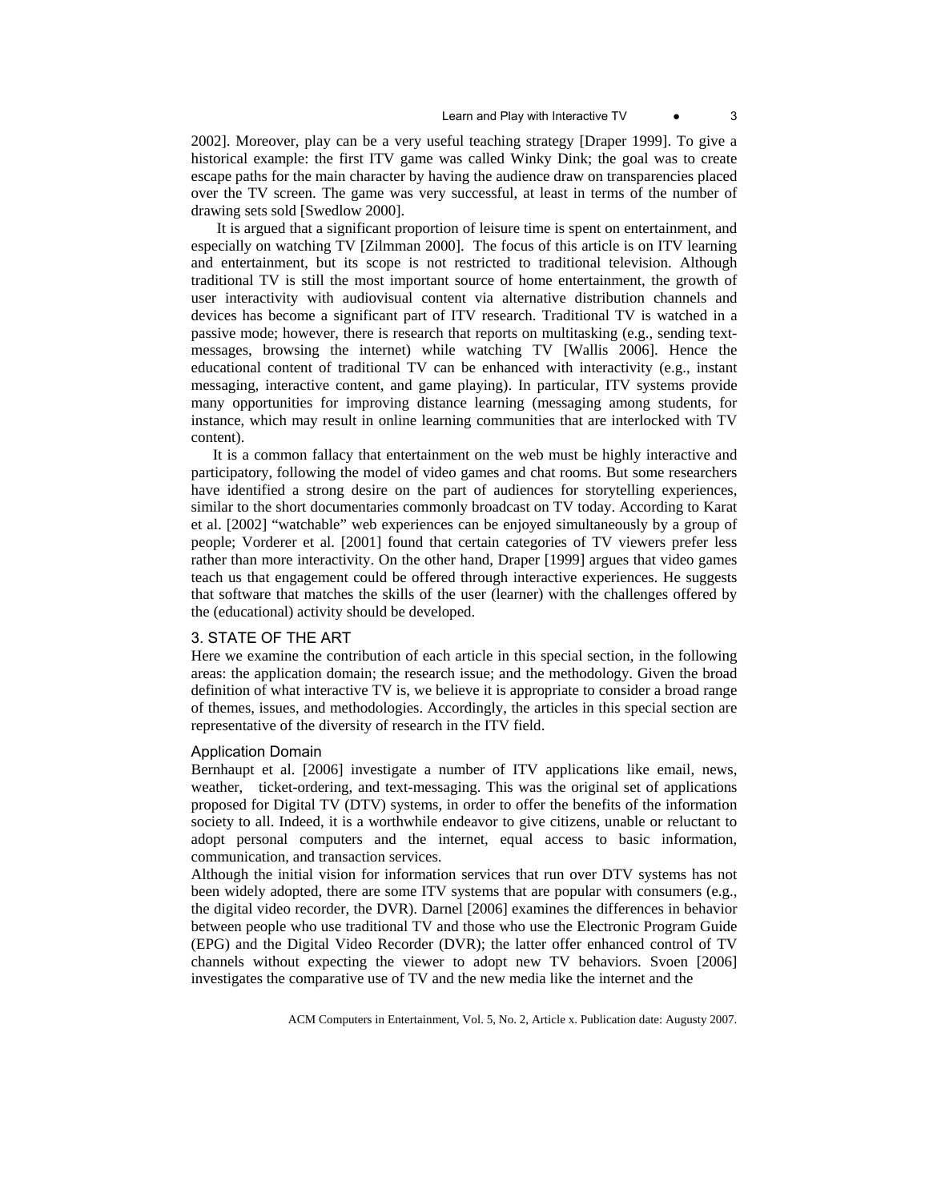2002]. Moreover, play can be a very useful teaching strategy [Draper 1999]. To give a historical example: the first ITV game was called Winky Dink; the goal was to create escape paths for the main character by having the audience draw on transparencies placed over the TV screen. The game was very successful, at least in terms of the number of drawing sets sold [Swedlow 2000].

It is argued that a significant proportion of leisure time is spent on entertainment, and especially on watching TV [Zilmman 2000]. The focus of this article is on ITV learning and entertainment, but its scope is not restricted to traditional television. Although traditional TV is still the most important source of home entertainment, the growth of user interactivity with audiovisual content via alternative distribution channels and devices has become a significant part of ITV research. Traditional TV is watched in a passive mode; however, there is research that reports on multitasking (e.g., sending text-messages, browsing the internet) while watching TV [Wallis 2006]. Hence the educational content of traditional TV can be enhanced with interactivity (e.g., instant messaging, interactive content, and game playing). In particular, ITV systems provide many opportunities for improving distance learning (messaging among students, for instance, which may result in online learning communities that are interlocked with TV content).

It is a common fallacy that entertainment on the web must be highly interactive and participatory, following the model of video games and chat rooms. But some researchers have identified a strong desire on the part of audiences for storytelling experiences, similar to the short documentaries commonly broadcast on TV today. According to Karat et al. [2002] "watchable" web experiences can be enjoyed simultaneously by a group of people; Vorderer et al. [2001] found that certain categories of TV viewers prefer less rather than more interactivity. On the other hand, Draper [1999] argues that video games teach us that engagement could be offered through interactive experiences. He suggests that software that matches the skills of the user (learner) with the challenges offered by the (educational) activity should be developed.

## 3. STATE OF THE ART

Here we examine the contribution of each article in this special section, in the following areas: the application domain; the research issue; and the methodology. Given the broad definition of what interactive TV is, we believe it is appropriate to consider a broad range of themes, issues, and methodologies. Accordingly, the articles in this special section are representative of the diversity of research in the ITV field.

### Application Domain

Bernhaupt et al. [2006] investigate a number of ITV applications like email, news, weather, ticket-ordering, and text-messaging. This was the original set of applications proposed for Digital TV (DTV) systems, in order to offer the benefits of the information society to all. Indeed, it is a worthwhile endeavor to give citizens, unable or reluctant to adopt personal computers and the internet, equal access to basic information, communication, and transaction services.

Although the initial vision for information services that run over DTV systems has not been widely adopted, there are some ITV systems that are popular with consumers (e.g., the digital video recorder, the DVR). Darnel [2006] examines the differences in behavior between people who use traditional TV and those who use the Electronic Program Guide (EPG) and the Digital Video Recorder (DVR); the latter offer enhanced control of TV channels without expecting the viewer to adopt new TV behaviors. Svoen [2006] investigates the comparative use of TV and the new media like the internet and the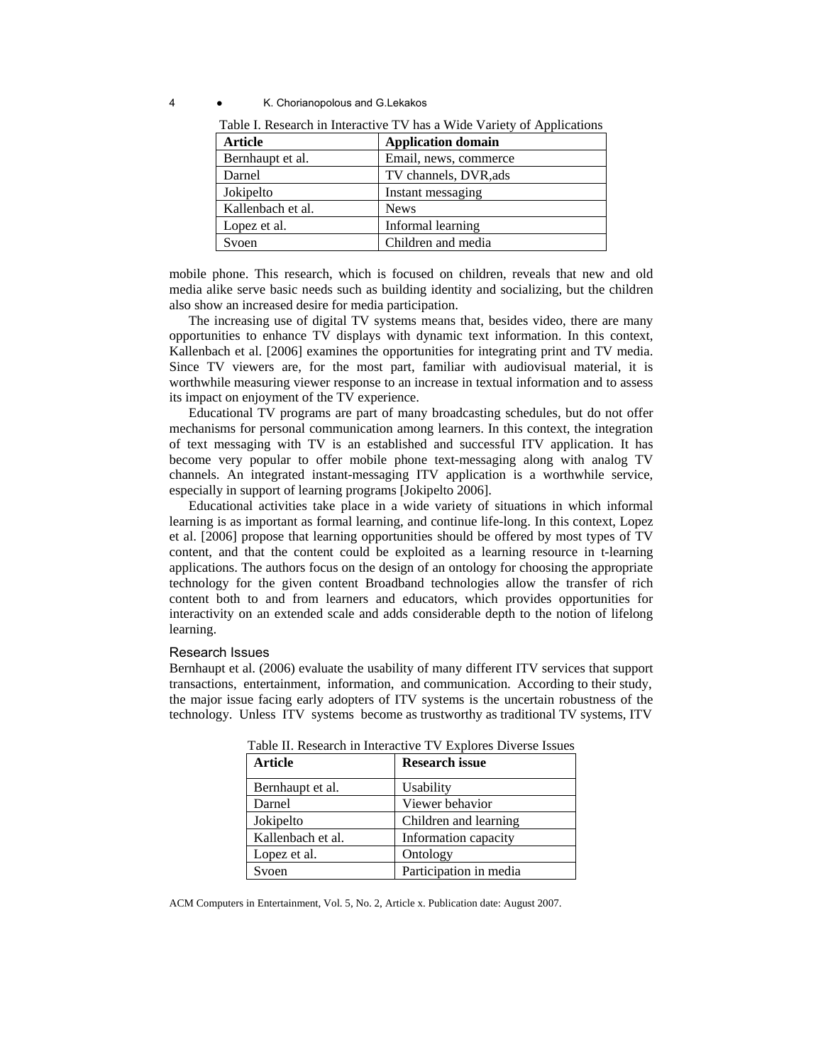Table I. Research in Interactive TV has a Wide Variety of Applications

| **Article** | **Application domain** |
|---|---|
| Bernhaupt et al. | Email, news, commerce |
| Darnel | TV channels, DVR,ads |
| Jokipelto | Instant messaging |
| Kallenbach et al. | News |
| Lopez et al. | Informal learning |
| Svoen | Children and media |

mobile phone. This research, which is focused on children, reveals that new and old media alike serve basic needs such as building identity and socializing, but the children also show an increased desire for media participation.

The increasing use of digital TV systems means that, besides video, there are many opportunities to enhance TV displays with dynamic text information. In this context, Kallenbach et al. [2006] examines the opportunities for integrating print and TV media. Since TV viewers are, for the most part, familiar with audiovisual material, it is worthwhile measuring viewer response to an increase in textual information and to assess its impact on enjoyment of the TV experience.

Educational TV programs are part of many broadcasting schedules, but do not offer mechanisms for personal communication among learners. In this context, the integration of text messaging with TV is an established and successful ITV application. It has become very popular to offer mobile phone text-messaging along with analog TV channels. An integrated instant-messaging ITV application is a worthwhile service, especially in support of learning programs [Jokipelto 2006].

Educational activities take place in a wide variety of situations in which informal learning is as important as formal learning, and continue life-long. In this context, Lopez et al. [2006] propose that learning opportunities should be offered by most types of TV content, and that the content could be exploited as a learning resource in t-learning applications. The authors focus on the design of an ontology for choosing the appropriate technology for the given content Broadband technologies allow the transfer of rich content both to and from learners and educators, which provides opportunities for interactivity on an extended scale and adds considerable depth to the notion of lifelong learning.

### Research Issues

Bernhaupt et al. (2006) evaluate the usability of many different ITV services that support transactions, entertainment, information, and communication. According to their study, the major issue facing early adopters of ITV systems is the uncertain robustness of the technology. Unless ITV systems become as trustworthy as traditional TV systems, ITV

Table II. Research in Interactive TV Explores Diverse Issues

| **Article** | **Research issue** |
|---|---|
| Bernhaupt et al. | Usability |
| Darnel | Viewer behavior |
| Jokipelto | Children and learning |
| Kallenbach et al. | Information capacity |
| Lopez et al. | Ontology |
| Svoen | Participation in media |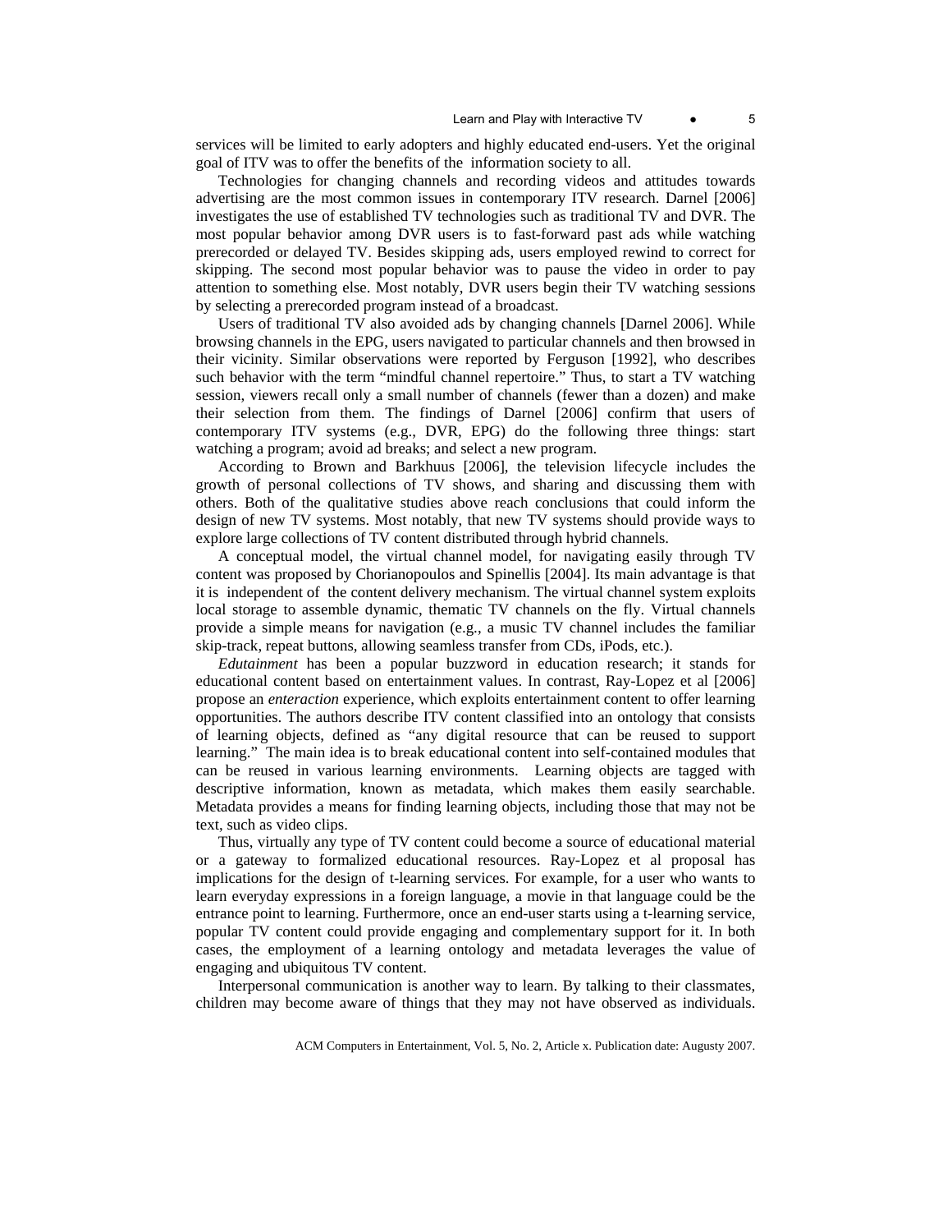services will be limited to early adopters and highly educated end-users. Yet the original goal of ITV was to offer the benefits of the information society to all.

Technologies for changing channels and recording videos and attitudes towards advertising are the most common issues in contemporary ITV research. Darnel [2006] investigates the use of established TV technologies such as traditional TV and DVR. The most popular behavior among DVR users is to fast-forward past ads while watching prerecorded or delayed TV. Besides skipping ads, users employed rewind to correct for skipping. The second most popular behavior was to pause the video in order to pay attention to something else. Most notably, DVR users begin their TV watching sessions by selecting a prerecorded program instead of a broadcast.

Users of traditional TV also avoided ads by changing channels [Darnel 2006]. While browsing channels in the EPG, users navigated to particular channels and then browsed in their vicinity. Similar observations were reported by Ferguson [1992], who describes such behavior with the term "mindful channel repertoire." Thus, to start a TV watching session, viewers recall only a small number of channels (fewer than a dozen) and make their selection from them. The findings of Darnel [2006] confirm that users of contemporary ITV systems (e.g., DVR, EPG) do the following three things: start watching a program; avoid ad breaks; and select a new program.

According to Brown and Barkhuus [2006], the television lifecycle includes the growth of personal collections of TV shows, and sharing and discussing them with others. Both of the qualitative studies above reach conclusions that could inform the design of new TV systems. Most notably, that new TV systems should provide ways to explore large collections of TV content distributed through hybrid channels.

A conceptual model, the virtual channel model, for navigating easily through TV content was proposed by Chorianopoulos and Spinellis [2004]. Its main advantage is that it is independent of the content delivery mechanism. The virtual channel system exploits local storage to assemble dynamic, thematic TV channels on the fly. Virtual channels provide a simple means for navigation (e.g., a music TV channel includes the familiar skip-track, repeat buttons, allowing seamless transfer from CDs, iPods, etc.).

*Edutainment* has been a popular buzzword in education research; it stands for educational content based on entertainment values. In contrast, Ray-Lopez et al [2006] propose an *enteraction* experience, which exploits entertainment content to offer learning opportunities. The authors describe ITV content classified into an ontology that consists of learning objects, defined as "any digital resource that can be reused to support learning." The main idea is to break educational content into self-contained modules that can be reused in various learning environments. Learning objects are tagged with descriptive information, known as metadata, which makes them easily searchable. Metadata provides a means for finding learning objects, including those that may not be text, such as video clips.

Thus, virtually any type of TV content could become a source of educational material or a gateway to formalized educational resources. Ray-Lopez et al proposal has implications for the design of t-learning services. For example, for a user who wants to learn everyday expressions in a foreign language, a movie in that language could be the entrance point to learning. Furthermore, once an end-user starts using a t-learning service, popular TV content could provide engaging and complementary support for it. In both cases, the employment of a learning ontology and metadata leverages the value of engaging and ubiquitous TV content.

Interpersonal communication is another way to learn. By talking to their classmates, children may become aware of things that they may not have observed as individuals.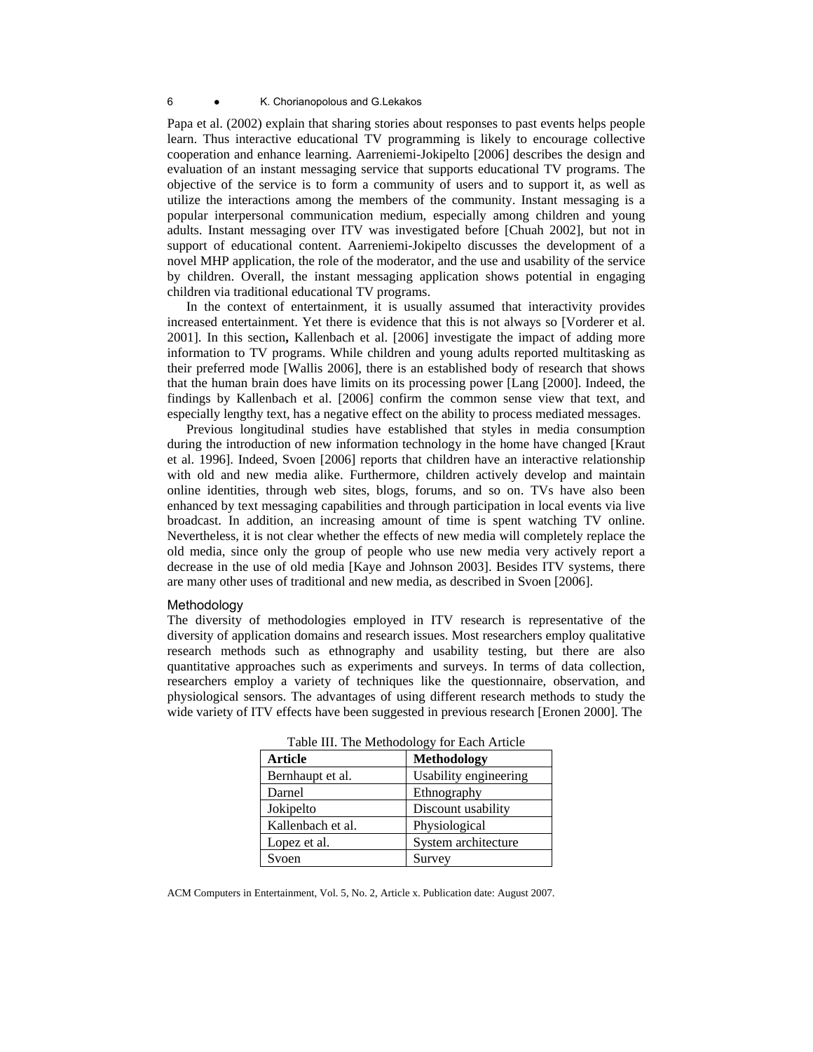Papa et al. (2002) explain that sharing stories about responses to past events helps people learn. Thus interactive educational TV programming is likely to encourage collective cooperation and enhance learning. Aarreniemi-Jokipelto [2006] describes the design and evaluation of an instant messaging service that supports educational TV programs. The objective of the service is to form a community of users and to support it, as well as utilize the interactions among the members of the community. Instant messaging is a popular interpersonal communication medium, especially among children and young adults. Instant messaging over ITV was investigated before [Chuah 2002], but not in support of educational content. Aarreniemi-Jokipelto discusses the development of a novel MHP application, the role of the moderator, and the use and usability of the service by children. Overall, the instant messaging application shows potential in engaging children via traditional educational TV programs.

In the context of entertainment, it is usually assumed that interactivity provides increased entertainment. Yet there is evidence that this is not always so [Vorderer et al. 2001]. In this section**,** Kallenbach et al. [2006] investigate the impact of adding more information to TV programs. While children and young adults reported multitasking as their preferred mode [Wallis 2006], there is an established body of research that shows that the human brain does have limits on its processing power [Lang [2000]. Indeed, the findings by Kallenbach et al. [2006] confirm the common sense view that text, and especially lengthy text, has a negative effect on the ability to process mediated messages.

Previous longitudinal studies have established that styles in media consumption during the introduction of new information technology in the home have changed [Kraut et al. 1996]. Indeed, Svoen [2006] reports that children have an interactive relationship with old and new media alike. Furthermore, children actively develop and maintain online identities, through web sites, blogs, forums, and so on. TVs have also been enhanced by text messaging capabilities and through participation in local events via live broadcast. In addition, an increasing amount of time is spent watching TV online. Nevertheless, it is not clear whether the effects of new media will completely replace the old media, since only the group of people who use new media very actively report a decrease in the use of old media [Kaye and Johnson 2003]. Besides ITV systems, there are many other uses of traditional and new media, as described in Svoen [2006].

## Methodology

The diversity of methodologies employed in ITV research is representative of the diversity of application domains and research issues. Most researchers employ qualitative research methods such as ethnography and usability testing, but there are also quantitative approaches such as experiments and surveys. In terms of data collection, researchers employ a variety of techniques like the questionnaire, observation, and physiological sensors. The advantages of using different research methods to study the wide variety of ITV effects have been suggested in previous research [Eronen 2000]. The

Table III. The Methodology for Each Article

| Article | Methodology |
|---|---|
| Bernhaupt et al. | Usability engineering |
| Darnel | Ethnography |
| Jokipelto | Discount usability |
| Kallenbach et al. | Physiological |
| Lopez et al. | System architecture |
| Svoen | Survey |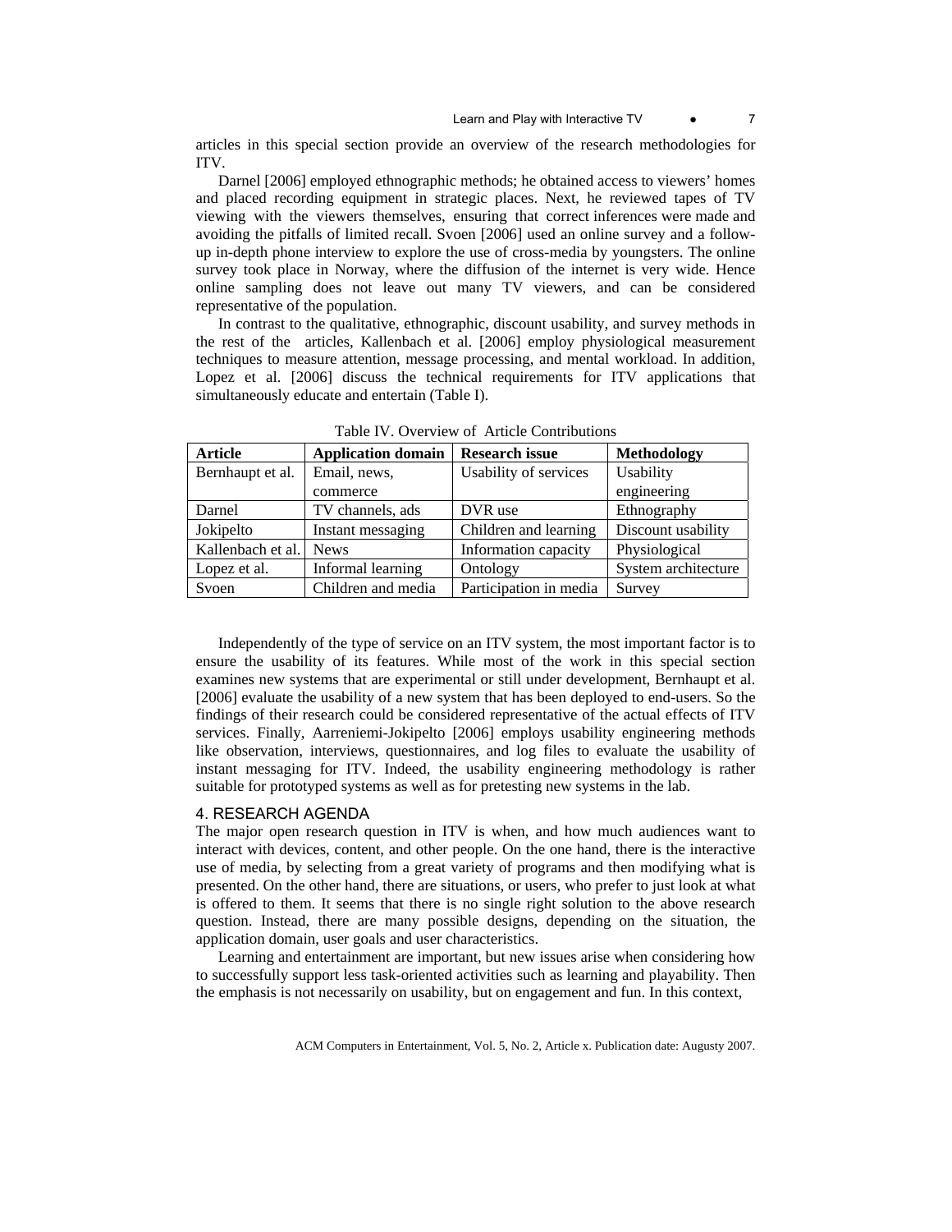articles in this special section provide an overview of the research methodologies for ITV.

Darnel [2006] employed ethnographic methods; he obtained access to viewers' homes and placed recording equipment in strategic places. Next, he reviewed tapes of TV viewing with the viewers themselves, ensuring that correct inferences were made and avoiding the pitfalls of limited recall. Svoen [2006] used an online survey and a follow-up in-depth phone interview to explore the use of cross-media by youngsters. The online survey took place in Norway, where the diffusion of the internet is very wide. Hence online sampling does not leave out many TV viewers, and can be considered representative of the population.

In contrast to the qualitative, ethnographic, discount usability, and survey methods in the rest of the articles, Kallenbach et al. [2006] employ physiological measurement techniques to measure attention, message processing, and mental workload. In addition, Lopez et al. [2006] discuss the technical requirements for ITV applications that simultaneously educate and entertain (Table I).

Table IV. Overview of Article Contributions

| Article | Application domain | Research issue | Methodology |
|---|---|---|---|
| Bernhaupt et al. | Email, news, commerce | Usability of services | Usability engineering |
| Darnel | TV channels, ads | DVR use | Ethnography |
| Jokipelto | Instant messaging | Children and learning | Discount usability |
| Kallenbach et al. | News | Information capacity | Physiological |
| Lopez et al. | Informal learning | Ontology | System architecture |
| Svoen | Children and media | Participation in media | Survey |

Independently of the type of service on an ITV system, the most important factor is to ensure the usability of its features. While most of the work in this special section examines new systems that are experimental or still under development, Bernhaupt et al. [2006] evaluate the usability of a new system that has been deployed to end-users. So the findings of their research could be considered representative of the actual effects of ITV services. Finally, Aarreniemi-Jokipelto [2006] employs usability engineering methods like observation, interviews, questionnaires, and log files to evaluate the usability of instant messaging for ITV. Indeed, the usability engineering methodology is rather suitable for prototyped systems as well as for pretesting new systems in the lab.

## 4. RESEARCH AGENDA

The major open research question in ITV is when, and how much audiences want to interact with devices, content, and other people. On the one hand, there is the interactive use of media, by selecting from a great variety of programs and then modifying what is presented. On the other hand, there are situations, or users, who prefer to just look at what is offered to them. It seems that there is no single right solution to the above research question. Instead, there are many possible designs, depending on the situation, the application domain, user goals and user characteristics.

Learning and entertainment are important, but new issues arise when considering how to successfully support less task-oriented activities such as learning and playability. Then the emphasis is not necessarily on usability, but on engagement and fun. In this context,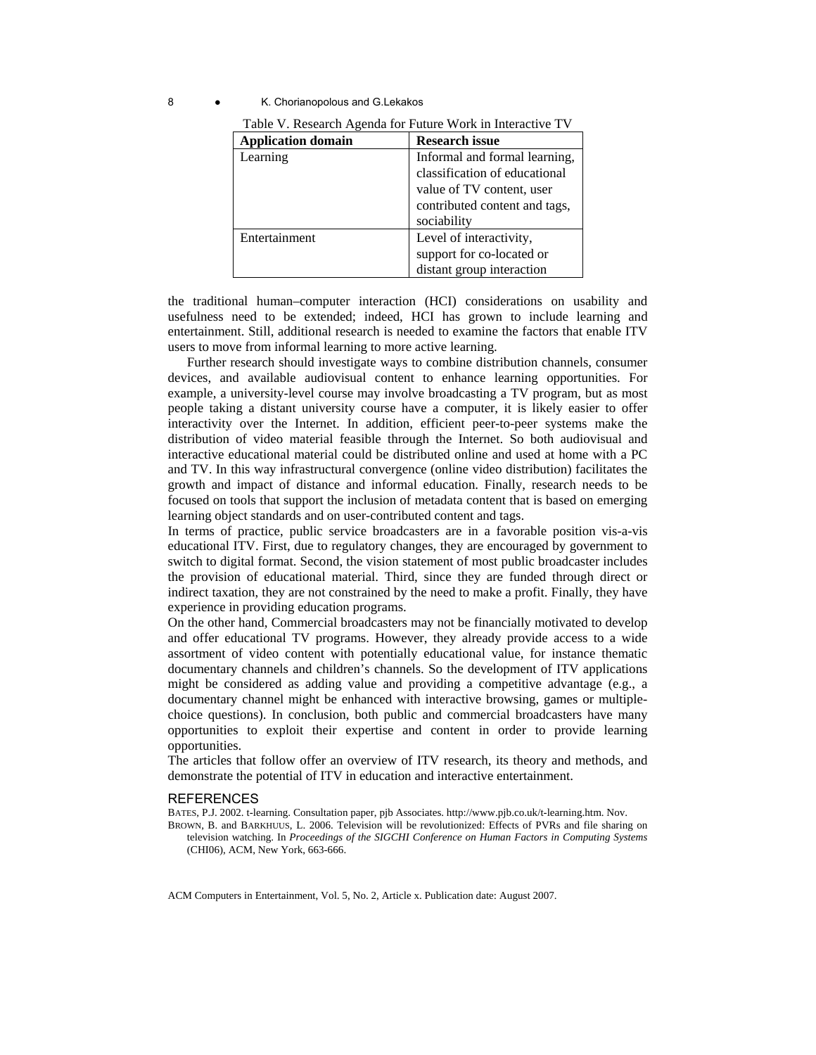Table V. Research Agenda for Future Work in Interactive TV

| Application domain | Research issue |
|---|---|
| Learning | Informal and formal learning, classification of educational value of TV content, user contributed content and tags, sociability |
| Entertainment | Level of interactivity, support for co-located or distant group interaction |

the traditional human–computer interaction (HCI) considerations on usability and usefulness need to be extended; indeed, HCI has grown to include learning and entertainment. Still, additional research is needed to examine the factors that enable ITV users to move from informal learning to more active learning.

Further research should investigate ways to combine distribution channels, consumer devices, and available audiovisual content to enhance learning opportunities. For example, a university-level course may involve broadcasting a TV program, but as most people taking a distant university course have a computer, it is likely easier to offer interactivity over the Internet. In addition, efficient peer-to-peer systems make the distribution of video material feasible through the Internet. So both audiovisual and interactive educational material could be distributed online and used at home with a PC and TV. In this way infrastructural convergence (online video distribution) facilitates the growth and impact of distance and informal education. Finally, research needs to be focused on tools that support the inclusion of metadata content that is based on emerging learning object standards and on user-contributed content and tags.

In terms of practice, public service broadcasters are in a favorable position vis-a-vis educational ITV. First, due to regulatory changes, they are encouraged by government to switch to digital format. Second, the vision statement of most public broadcaster includes the provision of educational material. Third, since they are funded through direct or indirect taxation, they are not constrained by the need to make a profit. Finally, they have experience in providing education programs.

On the other hand, Commercial broadcasters may not be financially motivated to develop and offer educational TV programs. However, they already provide access to a wide assortment of video content with potentially educational value, for instance thematic documentary channels and children's channels. So the development of ITV applications might be considered as adding value and providing a competitive advantage (e.g., a documentary channel might be enhanced with interactive browsing, games or multiple-choice questions). In conclusion, both public and commercial broadcasters have many opportunities to exploit their expertise and content in order to provide learning opportunities.

The articles that follow offer an overview of ITV research, its theory and methods, and demonstrate the potential of ITV in education and interactive entertainment.

## REFERENCES

BATES, P.J. 2002. t-learning. Consultation paper, pjb Associates. http://www.pjb.co.uk/t-learning.htm. Nov.

BROWN, B. and BARKHUUS, L. 2006. Television will be revolutionized: Effects of PVRs and file sharing on television watching. In *Proceedings of the SIGCHI Conference on Human Factors in Computing Systems* (CHI06), ACM, New York, 663-666.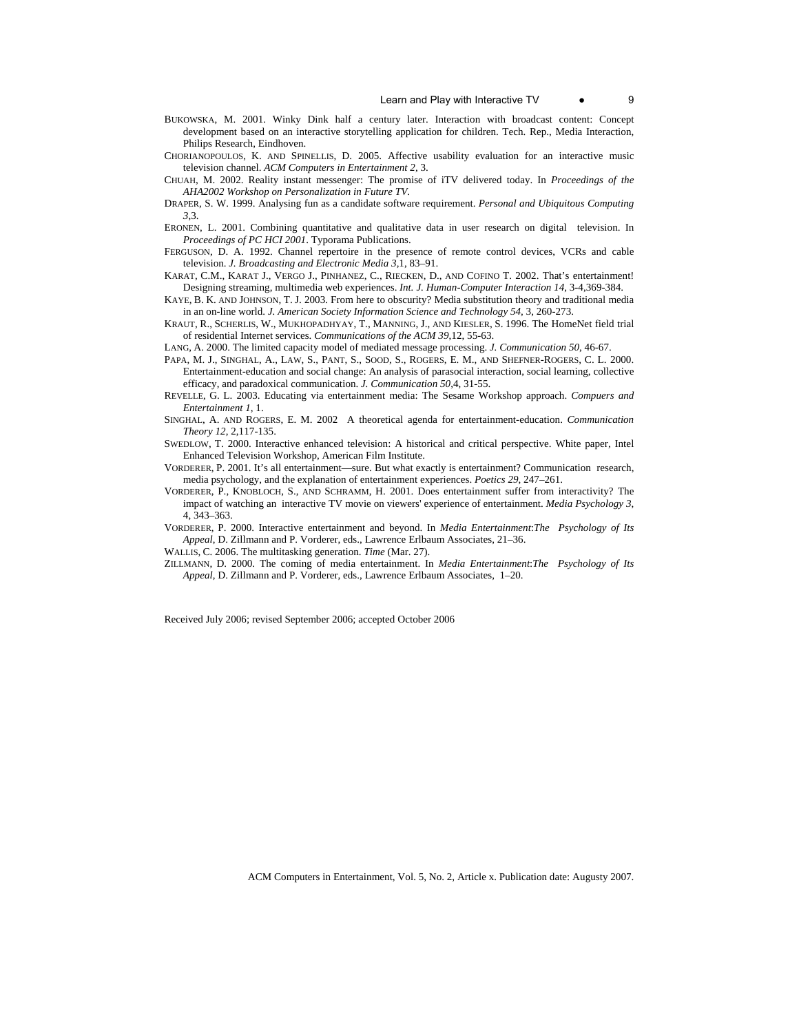BUKOWSKA, M. 2001. Winky Dink half a century later. Interaction with broadcast content: Concept development based on an interactive storytelling application for children. Tech. Rep., Media Interaction, Philips Research, Eindhoven.

CHORIANOPOULOS, K. AND SPINELLIS, D. 2005. Affective usability evaluation for an interactive music television channel. *ACM Computers in Entertainment 2*, 3.

CHUAH, M. 2002. Reality instant messenger: The promise of iTV delivered today. In *Proceedings of the AHA2002 Workshop on Personalization in Future TV.*

DRAPER, S. W. 1999. Analysing fun as a candidate software requirement. *Personal and Ubiquitous Computing 3*,3.

ERONEN, L. 2001. Combining quantitative and qualitative data in user research on digital television. In *Proceedings of PC HCI 2001*. Typorama Publications.

FERGUSON, D. A. 1992. Channel repertoire in the presence of remote control devices, VCRs and cable television. *J. Broadcasting and Electronic Media 3*,1, 83–91.

KARAT, C.M., KARAT J., VERGO J., PINHANEZ, C., RIECKEN, D., AND COFINO T. 2002. That's entertainment! Designing streaming, multimedia web experiences. *Int. J. Human-Computer Interaction 14*, 3-4,369-384.

KAYE, B. K. AND JOHNSON, T. J. 2003. From here to obscurity? Media substitution theory and traditional media in an on-line world. *J. American Society Information Science and Technology 54*, 3, 260-273.

KRAUT, R., SCHERLIS, W., MUKHOPADHYAY, T., MANNING, J., AND KIESLER, S. 1996. The HomeNet field trial of residential Internet services. *Communications of the ACM 39*,12, 55-63.

LANG, A. 2000. The limited capacity model of mediated message processing. *J. Communication 50*, 46-67.

PAPA, M. J., SINGHAL, A., LAW, S., PANT, S., SOOD, S., ROGERS, E. M., AND SHEFNER-ROGERS, C. L. 2000. Entertainment-education and social change: An analysis of parasocial interaction, social learning, collective efficacy, and paradoxical communication. *J. Communication 50*,4, 31-55.

REVELLE, G. L. 2003. Educating via entertainment media: The Sesame Workshop approach. *Compuers and Entertainment 1*, 1.

SINGHAL, A. AND ROGERS, E. M. 2002 A theoretical agenda for entertainment-education. *Communication Theory 12*, 2,117-135.

SWEDLOW, T. 2000. Interactive enhanced television: A historical and critical perspective. White paper, Intel Enhanced Television Workshop, American Film Institute.

VORDERER, P. 2001. It's all entertainment—sure. But what exactly is entertainment? Communication research, media psychology, and the explanation of entertainment experiences. *Poetics 29*, 247–261.

VORDERER, P., KNOBLOCH, S., AND SCHRAMM, H. 2001. Does entertainment suffer from interactivity? The impact of watching an interactive TV movie on viewers' experience of entertainment. *Media Psychology 3*, 4, 343–363.

VORDERER, P. 2000. Interactive entertainment and beyond. In *Media Entertainment:The Psychology of Its Appeal*, D. Zillmann and P. Vorderer, eds., Lawrence Erlbaum Associates, 21–36.

WALLIS, C. 2006. The multitasking generation. *Time* (Mar. 27).

ZILLMANN, D. 2000. The coming of media entertainment. In *Media Entertainment:The Psychology of Its Appeal*, D. Zillmann and P. Vorderer, eds., Lawrence Erlbaum Associates, 1–20.

Received July 2006; revised September 2006; accepted October 2006